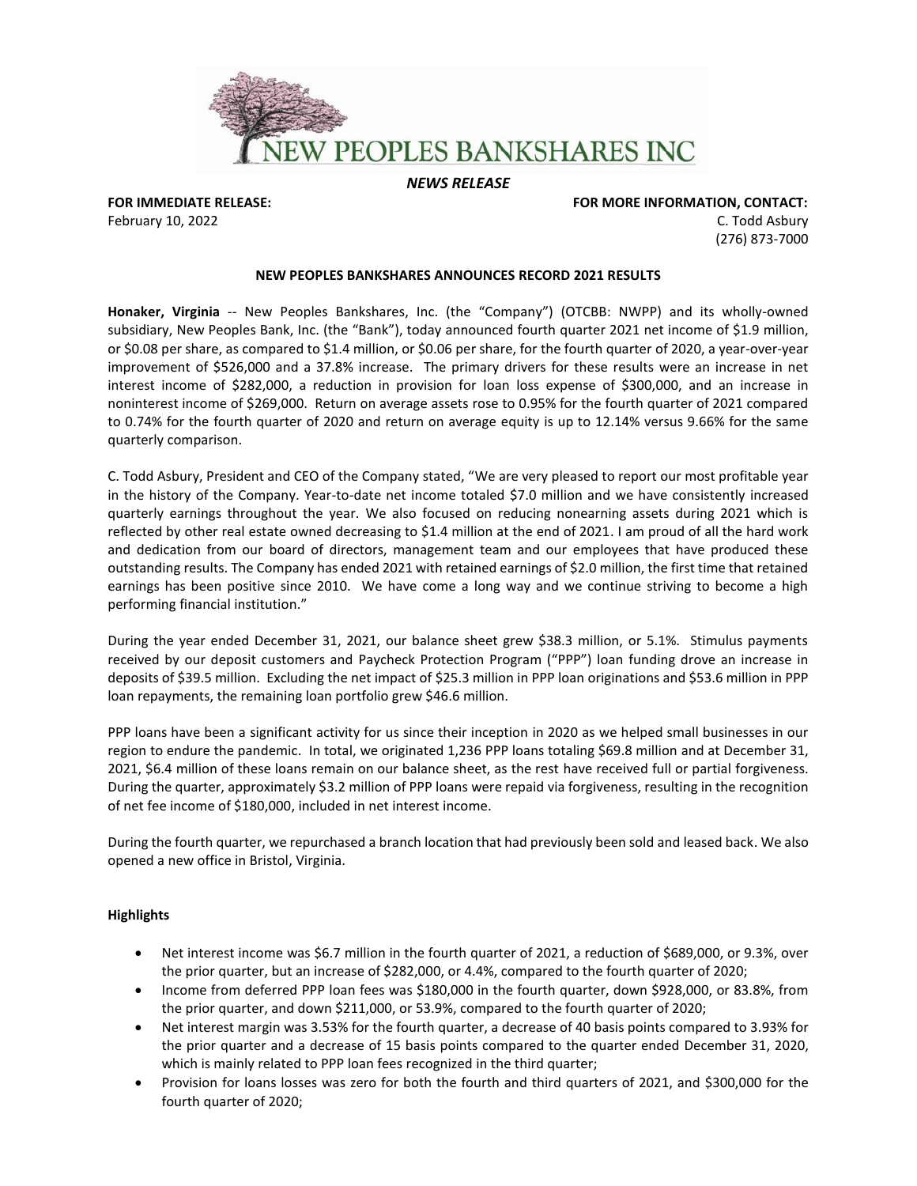NEW PEOPLES BANKSHARES INC

*NEWS RELEASE*

**FOR IMMEDIATE RELEASE:**
February 10, 2022

**FOR MORE INFORMATION, CONTACT:**
C. Todd Asbury
(276) 873-7000

**NEW PEOPLES BANKSHARES ANNOUNCES RECORD 2021 RESULTS**

**Honaker, Virginia** -- New Peoples Bankshares, Inc. (the "Company") (OTCBB: NWPP) and its wholly-owned subsidiary, New Peoples Bank, Inc. (the "Bank"), today announced fourth quarter 2021 net income of $1.9 million, or $0.08 per share, as compared to $1.4 million, or $0.06 per share, for the fourth quarter of 2020, a year-over-year improvement of $526,000 and a 37.8% increase. The primary drivers for these results were an increase in net interest income of $282,000, a reduction in provision for loan loss expense of $300,000, and an increase in noninterest income of $269,000. Return on average assets rose to 0.95% for the fourth quarter of 2021 compared to 0.74% for the fourth quarter of 2020 and return on average equity is up to 12.14% versus 9.66% for the same quarterly comparison.

C. Todd Asbury, President and CEO of the Company stated, "We are very pleased to report our most profitable year in the history of the Company. Year-to-date net income totaled $7.0 million and we have consistently increased quarterly earnings throughout the year. We also focused on reducing nonearning assets during 2021 which is reflected by other real estate owned decreasing to $1.4 million at the end of 2021. I am proud of all the hard work and dedication from our board of directors, management team and our employees that have produced these outstanding results. The Company has ended 2021 with retained earnings of $2.0 million, the first time that retained earnings has been positive since 2010. We have come a long way and we continue striving to become a high performing financial institution."

During the year ended December 31, 2021, our balance sheet grew $38.3 million, or 5.1%. Stimulus payments received by our deposit customers and Paycheck Protection Program ("PPP") loan funding drove an increase in deposits of $39.5 million. Excluding the net impact of $25.3 million in PPP loan originations and $53.6 million in PPP loan repayments, the remaining loan portfolio grew $46.6 million.

PPP loans have been a significant activity for us since their inception in 2020 as we helped small businesses in our region to endure the pandemic. In total, we originated 1,236 PPP loans totaling $69.8 million and at December 31, 2021, $6.4 million of these loans remain on our balance sheet, as the rest have received full or partial forgiveness. During the quarter, approximately $3.2 million of PPP loans were repaid via forgiveness, resulting in the recognition of net fee income of $180,000, included in net interest income.

During the fourth quarter, we repurchased a branch location that had previously been sold and leased back. We also opened a new office in Bristol, Virginia.

**Highlights**

- Net interest income was $6.7 million in the fourth quarter of 2021, a reduction of $689,000, or 9.3%, over the prior quarter, but an increase of $282,000, or 4.4%, compared to the fourth quarter of 2020;
- Income from deferred PPP loan fees was $180,000 in the fourth quarter, down $928,000, or 83.8%, from the prior quarter, and down $211,000, or 53.9%, compared to the fourth quarter of 2020;
- Net interest margin was 3.53% for the fourth quarter, a decrease of 40 basis points compared to 3.93% for the prior quarter and a decrease of 15 basis points compared to the quarter ended December 31, 2020, which is mainly related to PPP loan fees recognized in the third quarter;
- Provision for loans losses was zero for both the fourth and third quarters of 2021, and $300,000 for the fourth quarter of 2020;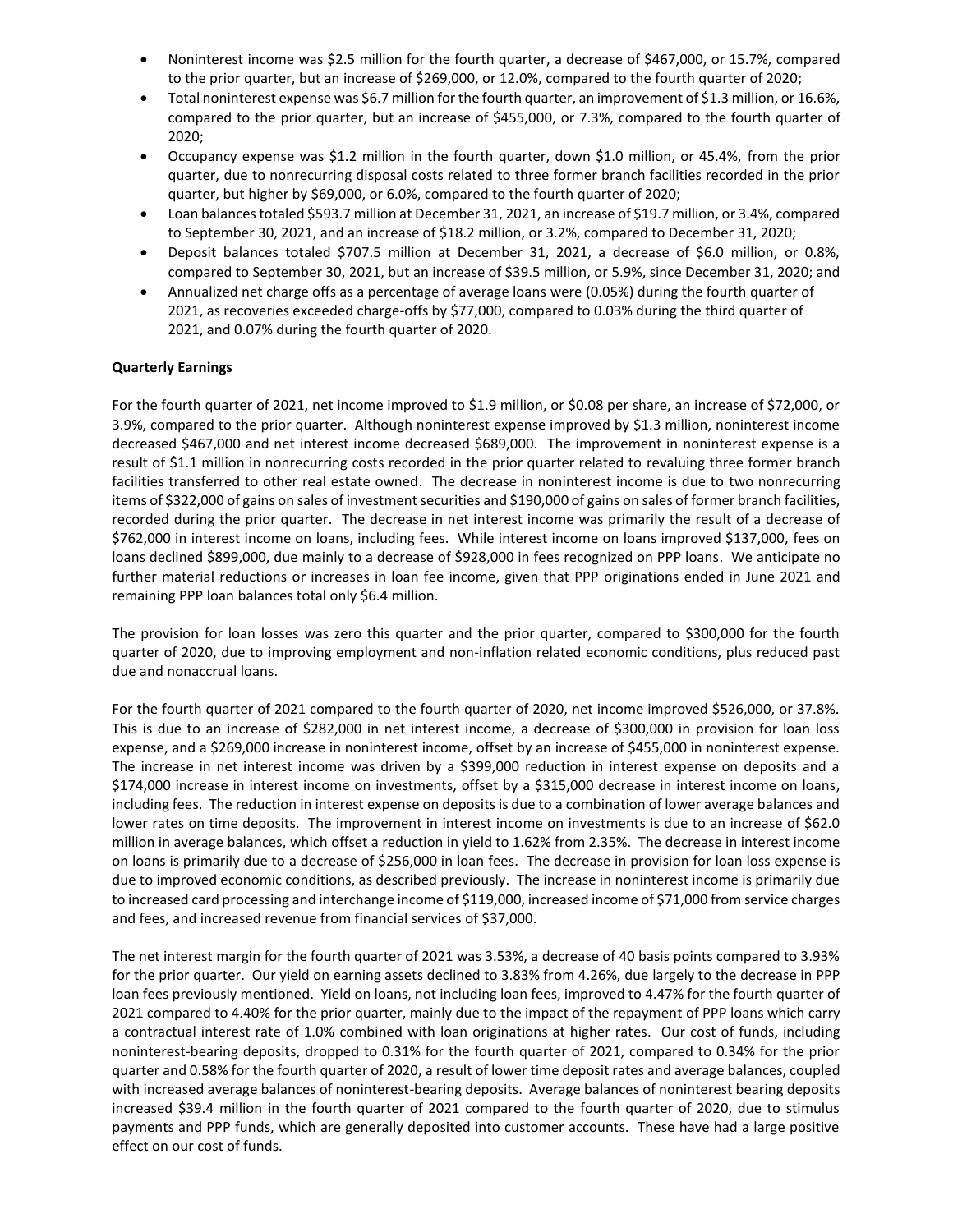- Noninterest income was $2.5 million for the fourth quarter, a decrease of $467,000, or 15.7%, compared to the prior quarter, but an increase of $269,000, or 12.0%, compared to the fourth quarter of 2020;
- Total noninterest expense was $6.7 million for the fourth quarter, an improvement of $1.3 million, or 16.6%, compared to the prior quarter, but an increase of $455,000, or 7.3%, compared to the fourth quarter of 2020;
- Occupancy expense was $1.2 million in the fourth quarter, down $1.0 million, or 45.4%, from the prior quarter, due to nonrecurring disposal costs related to three former branch facilities recorded in the prior quarter, but higher by $69,000, or 6.0%, compared to the fourth quarter of 2020;
- Loan balances totaled $593.7 million at December 31, 2021, an increase of $19.7 million, or 3.4%, compared to September 30, 2021, and an increase of $18.2 million, or 3.2%, compared to December 31, 2020;
- Deposit balances totaled $707.5 million at December 31, 2021, a decrease of $6.0 million, or 0.8%, compared to September 30, 2021, but an increase of $39.5 million, or 5.9%, since December 31, 2020; and
- Annualized net charge offs as a percentage of average loans were (0.05%) during the fourth quarter of 2021, as recoveries exceeded charge-offs by $77,000, compared to 0.03% during the third quarter of 2021, and 0.07% during the fourth quarter of 2020.

**Quarterly Earnings**

For the fourth quarter of 2021, net income improved to $1.9 million, or $0.08 per share, an increase of $72,000, or 3.9%, compared to the prior quarter. Although noninterest expense improved by $1.3 million, noninterest income decreased $467,000 and net interest income decreased $689,000. The improvement in noninterest expense is a result of $1.1 million in nonrecurring costs recorded in the prior quarter related to revaluing three former branch facilities transferred to other real estate owned. The decrease in noninterest income is due to two nonrecurring items of $322,000 of gains on sales of investment securities and $190,000 of gains on sales of former branch facilities, recorded during the prior quarter. The decrease in net interest income was primarily the result of a decrease of $762,000 in interest income on loans, including fees. While interest income on loans improved $137,000, fees on loans declined $899,000, due mainly to a decrease of $928,000 in fees recognized on PPP loans. We anticipate no further material reductions or increases in loan fee income, given that PPP originations ended in June 2021 and remaining PPP loan balances total only $6.4 million.

The provision for loan losses was zero this quarter and the prior quarter, compared to $300,000 for the fourth quarter of 2020, due to improving employment and non-inflation related economic conditions, plus reduced past due and nonaccrual loans.

For the fourth quarter of 2021 compared to the fourth quarter of 2020, net income improved $526,000, or 37.8%. This is due to an increase of $282,000 in net interest income, a decrease of $300,000 in provision for loan loss expense, and a $269,000 increase in noninterest income, offset by an increase of $455,000 in noninterest expense. The increase in net interest income was driven by a $399,000 reduction in interest expense on deposits and a $174,000 increase in interest income on investments, offset by a $315,000 decrease in interest income on loans, including fees. The reduction in interest expense on deposits is due to a combination of lower average balances and lower rates on time deposits. The improvement in interest income on investments is due to an increase of $62.0 million in average balances, which offset a reduction in yield to 1.62% from 2.35%. The decrease in interest income on loans is primarily due to a decrease of $256,000 in loan fees. The decrease in provision for loan loss expense is due to improved economic conditions, as described previously. The increase in noninterest income is primarily due to increased card processing and interchange income of $119,000, increased income of $71,000 from service charges and fees, and increased revenue from financial services of $37,000.

The net interest margin for the fourth quarter of 2021 was 3.53%, a decrease of 40 basis points compared to 3.93% for the prior quarter. Our yield on earning assets declined to 3.83% from 4.26%, due largely to the decrease in PPP loan fees previously mentioned. Yield on loans, not including loan fees, improved to 4.47% for the fourth quarter of 2021 compared to 4.40% for the prior quarter, mainly due to the impact of the repayment of PPP loans which carry a contractual interest rate of 1.0% combined with loan originations at higher rates. Our cost of funds, including noninterest-bearing deposits, dropped to 0.31% for the fourth quarter of 2021, compared to 0.34% for the prior quarter and 0.58% for the fourth quarter of 2020, a result of lower time deposit rates and average balances, coupled with increased average balances of noninterest-bearing deposits. Average balances of noninterest bearing deposits increased $39.4 million in the fourth quarter of 2021 compared to the fourth quarter of 2020, due to stimulus payments and PPP funds, which are generally deposited into customer accounts. These have had a large positive effect on our cost of funds.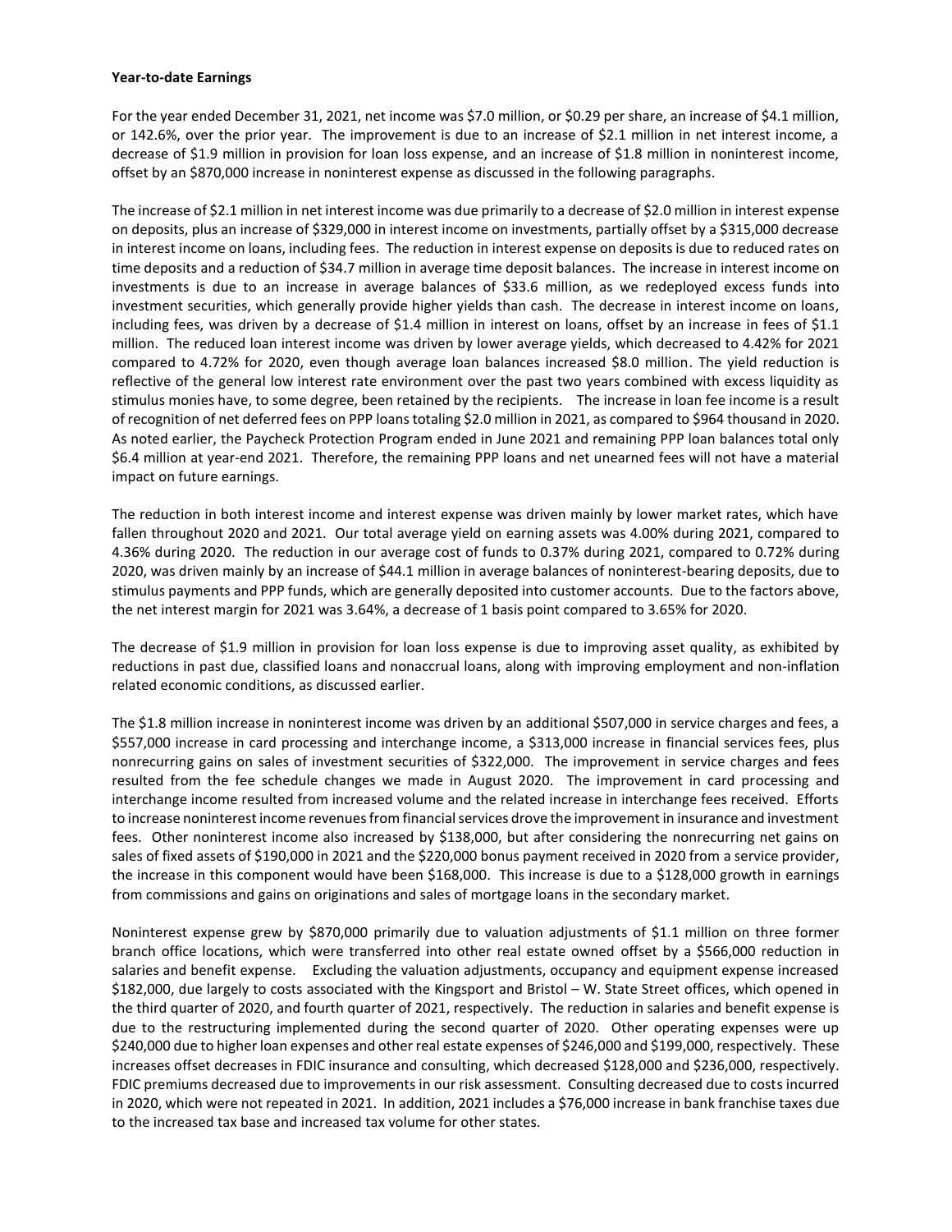**Year-to-date Earnings**

For the year ended December 31, 2021, net income was $7.0 million, or $0.29 per share, an increase of $4.1 million, or 142.6%, over the prior year. The improvement is due to an increase of $2.1 million in net interest income, a decrease of $1.9 million in provision for loan loss expense, and an increase of $1.8 million in noninterest income, offset by an $870,000 increase in noninterest expense as discussed in the following paragraphs.

The increase of $2.1 million in net interest income was due primarily to a decrease of $2.0 million in interest expense on deposits, plus an increase of $329,000 in interest income on investments, partially offset by a $315,000 decrease in interest income on loans, including fees. The reduction in interest expense on deposits is due to reduced rates on time deposits and a reduction of $34.7 million in average time deposit balances. The increase in interest income on investments is due to an increase in average balances of $33.6 million, as we redeployed excess funds into investment securities, which generally provide higher yields than cash. The decrease in interest income on loans, including fees, was driven by a decrease of $1.4 million in interest on loans, offset by an increase in fees of $1.1 million. The reduced loan interest income was driven by lower average yields, which decreased to 4.42% for 2021 compared to 4.72% for 2020, even though average loan balances increased $8.0 million. The yield reduction is reflective of the general low interest rate environment over the past two years combined with excess liquidity as stimulus monies have, to some degree, been retained by the recipients. The increase in loan fee income is a result of recognition of net deferred fees on PPP loans totaling $2.0 million in 2021, as compared to $964 thousand in 2020. As noted earlier, the Paycheck Protection Program ended in June 2021 and remaining PPP loan balances total only $6.4 million at year-end 2021. Therefore, the remaining PPP loans and net unearned fees will not have a material impact on future earnings.

The reduction in both interest income and interest expense was driven mainly by lower market rates, which have fallen throughout 2020 and 2021. Our total average yield on earning assets was 4.00% during 2021, compared to 4.36% during 2020. The reduction in our average cost of funds to 0.37% during 2021, compared to 0.72% during 2020, was driven mainly by an increase of $44.1 million in average balances of noninterest-bearing deposits, due to stimulus payments and PPP funds, which are generally deposited into customer accounts. Due to the factors above, the net interest margin for 2021 was 3.64%, a decrease of 1 basis point compared to 3.65% for 2020.

The decrease of $1.9 million in provision for loan loss expense is due to improving asset quality, as exhibited by reductions in past due, classified loans and nonaccrual loans, along with improving employment and non-inflation related economic conditions, as discussed earlier.

The $1.8 million increase in noninterest income was driven by an additional $507,000 in service charges and fees, a $557,000 increase in card processing and interchange income, a $313,000 increase in financial services fees, plus nonrecurring gains on sales of investment securities of $322,000. The improvement in service charges and fees resulted from the fee schedule changes we made in August 2020. The improvement in card processing and interchange income resulted from increased volume and the related increase in interchange fees received. Efforts to increase noninterest income revenues from financial services drove the improvement in insurance and investment fees. Other noninterest income also increased by $138,000, but after considering the nonrecurring net gains on sales of fixed assets of $190,000 in 2021 and the $220,000 bonus payment received in 2020 from a service provider, the increase in this component would have been $168,000. This increase is due to a $128,000 growth in earnings from commissions and gains on originations and sales of mortgage loans in the secondary market.

Noninterest expense grew by $870,000 primarily due to valuation adjustments of $1.1 million on three former branch office locations, which were transferred into other real estate owned offset by a $566,000 reduction in salaries and benefit expense. Excluding the valuation adjustments, occupancy and equipment expense increased $182,000, due largely to costs associated with the Kingsport and Bristol – W. State Street offices, which opened in the third quarter of 2020, and fourth quarter of 2021, respectively. The reduction in salaries and benefit expense is due to the restructuring implemented during the second quarter of 2020. Other operating expenses were up $240,000 due to higher loan expenses and other real estate expenses of $246,000 and $199,000, respectively. These increases offset decreases in FDIC insurance and consulting, which decreased $128,000 and $236,000, respectively. FDIC premiums decreased due to improvements in our risk assessment. Consulting decreased due to costs incurred in 2020, which were not repeated in 2021. In addition, 2021 includes a $76,000 increase in bank franchise taxes due to the increased tax base and increased tax volume for other states.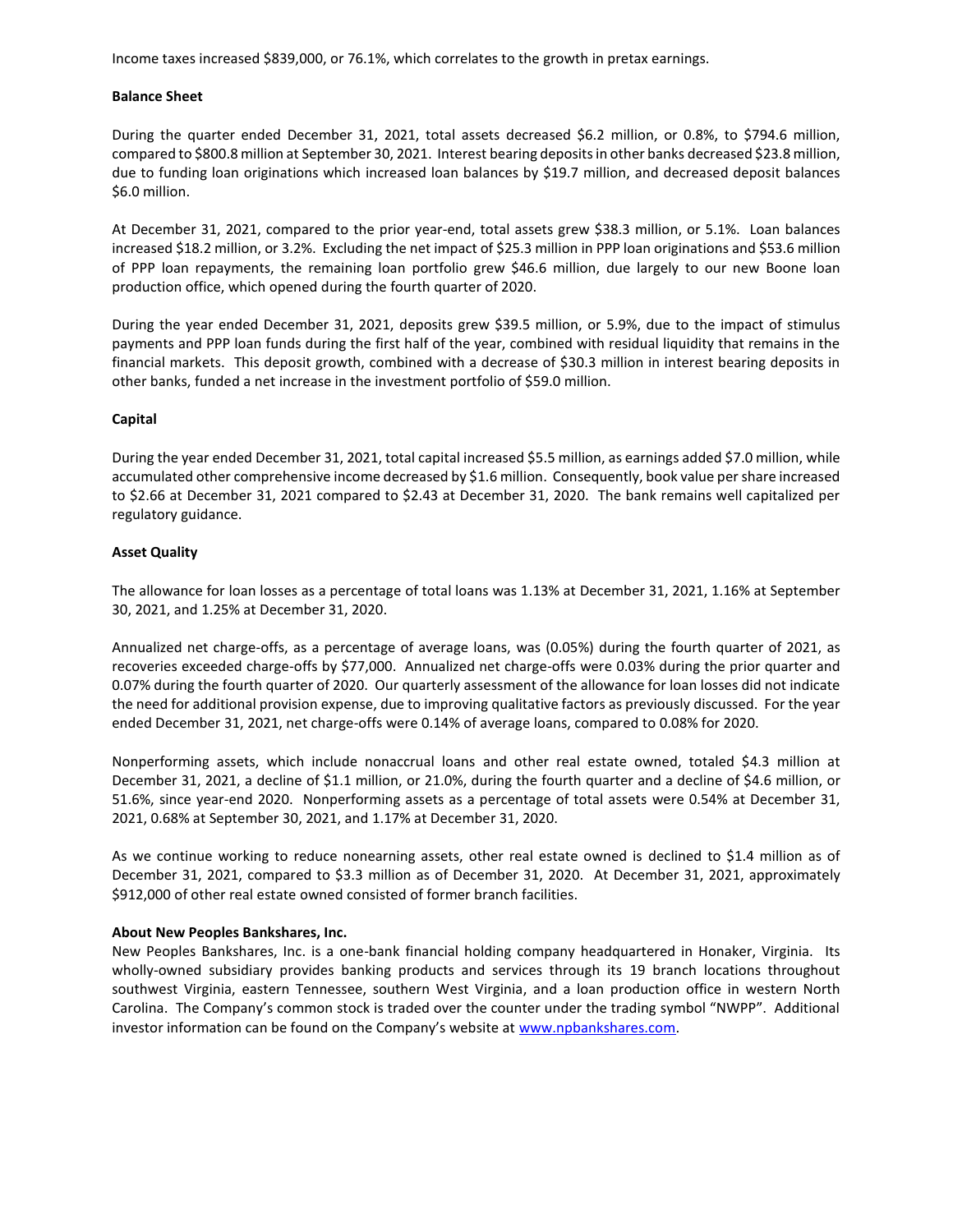Income taxes increased $839,000, or 76.1%, which correlates to the growth in pretax earnings.

**Balance Sheet**

During the quarter ended December 31, 2021, total assets decreased $6.2 million, or 0.8%, to $794.6 million, compared to $800.8 million at September 30, 2021. Interest bearing deposits in other banks decreased $23.8 million, due to funding loan originations which increased loan balances by $19.7 million, and decreased deposit balances $6.0 million.

At December 31, 2021, compared to the prior year-end, total assets grew $38.3 million, or 5.1%. Loan balances increased $18.2 million, or 3.2%. Excluding the net impact of $25.3 million in PPP loan originations and $53.6 million of PPP loan repayments, the remaining loan portfolio grew $46.6 million, due largely to our new Boone loan production office, which opened during the fourth quarter of 2020.

During the year ended December 31, 2021, deposits grew $39.5 million, or 5.9%, due to the impact of stimulus payments and PPP loan funds during the first half of the year, combined with residual liquidity that remains in the financial markets. This deposit growth, combined with a decrease of $30.3 million in interest bearing deposits in other banks, funded a net increase in the investment portfolio of $59.0 million.

**Capital**

During the year ended December 31, 2021, total capital increased $5.5 million, as earnings added $7.0 million, while accumulated other comprehensive income decreased by $1.6 million. Consequently, book value per share increased to $2.66 at December 31, 2021 compared to $2.43 at December 31, 2020. The bank remains well capitalized per regulatory guidance.

**Asset Quality**

The allowance for loan losses as a percentage of total loans was 1.13% at December 31, 2021, 1.16% at September 30, 2021, and 1.25% at December 31, 2020.

Annualized net charge-offs, as a percentage of average loans, was (0.05%) during the fourth quarter of 2021, as recoveries exceeded charge-offs by $77,000. Annualized net charge-offs were 0.03% during the prior quarter and 0.07% during the fourth quarter of 2020. Our quarterly assessment of the allowance for loan losses did not indicate the need for additional provision expense, due to improving qualitative factors as previously discussed. For the year ended December 31, 2021, net charge-offs were 0.14% of average loans, compared to 0.08% for 2020.

Nonperforming assets, which include nonaccrual loans and other real estate owned, totaled $4.3 million at December 31, 2021, a decline of $1.1 million, or 21.0%, during the fourth quarter and a decline of $4.6 million, or 51.6%, since year-end 2020. Nonperforming assets as a percentage of total assets were 0.54% at December 31, 2021, 0.68% at September 30, 2021, and 1.17% at December 31, 2020.

As we continue working to reduce nonearning assets, other real estate owned is declined to $1.4 million as of December 31, 2021, compared to $3.3 million as of December 31, 2020. At December 31, 2021, approximately $912,000 of other real estate owned consisted of former branch facilities.

**About New Peoples Bankshares, Inc.**

New Peoples Bankshares, Inc. is a one-bank financial holding company headquartered in Honaker, Virginia. Its wholly-owned subsidiary provides banking products and services through its 19 branch locations throughout southwest Virginia, eastern Tennessee, southern West Virginia, and a loan production office in western North Carolina. The Company's common stock is traded over the counter under the trading symbol "NWPP". Additional investor information can be found on the Company's website at [www.npbankshares.com](http://www.npbankshares.com).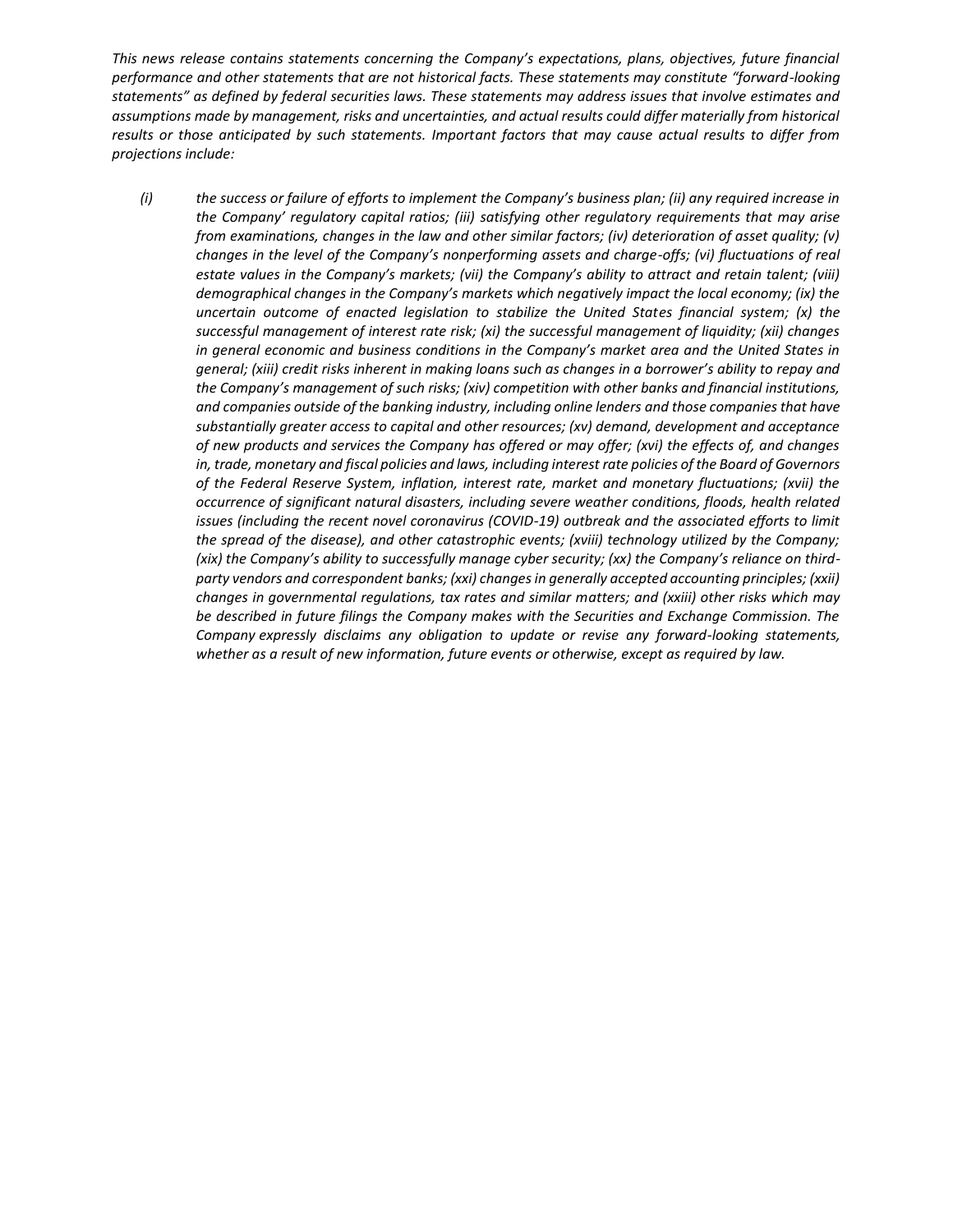*This news release contains statements concerning the Company's expectations, plans, objectives, future financial performance and other statements that are not historical facts. These statements may constitute "forward-looking statements" as defined by federal securities laws. These statements may address issues that involve estimates and assumptions made by management, risks and uncertainties, and actual results could differ materially from historical results or those anticipated by such statements. Important factors that may cause actual results to differ from projections include:*

*(i) the success or failure of efforts to implement the Company's business plan; (ii) any required increase in the Company' regulatory capital ratios; (iii) satisfying other regulatory requirements that may arise from examinations, changes in the law and other similar factors; (iv) deterioration of asset quality; (v) changes in the level of the Company's nonperforming assets and charge-offs; (vi) fluctuations of real estate values in the Company's markets; (vii) the Company's ability to attract and retain talent; (viii) demographical changes in the Company's markets which negatively impact the local economy; (ix) the uncertain outcome of enacted legislation to stabilize the United States financial system; (x) the successful management of interest rate risk; (xi) the successful management of liquidity; (xii) changes in general economic and business conditions in the Company's market area and the United States in general; (xiii) credit risks inherent in making loans such as changes in a borrower's ability to repay and the Company's management of such risks; (xiv) competition with other banks and financial institutions, and companies outside of the banking industry, including online lenders and those companies that have substantially greater access to capital and other resources; (xv) demand, development and acceptance of new products and services the Company has offered or may offer; (xvi) the effects of, and changes in, trade, monetary and fiscal policies and laws, including interest rate policies of the Board of Governors of the Federal Reserve System, inflation, interest rate, market and monetary fluctuations; (xvii) the occurrence of significant natural disasters, including severe weather conditions, floods, health related issues (including the recent novel coronavirus (COVID-19) outbreak and the associated efforts to limit the spread of the disease), and other catastrophic events; (xviii) technology utilized by the Company; (xix) the Company's ability to successfully manage cyber security; (xx) the Company's reliance on third-party vendors and correspondent banks; (xxi) changes in generally accepted accounting principles; (xxii) changes in governmental regulations, tax rates and similar matters; and (xxiii) other risks which may be described in future filings the Company makes with the Securities and Exchange Commission. The Company expressly disclaims any obligation to update or revise any forward-looking statements, whether as a result of new information, future events or otherwise, except as required by law.*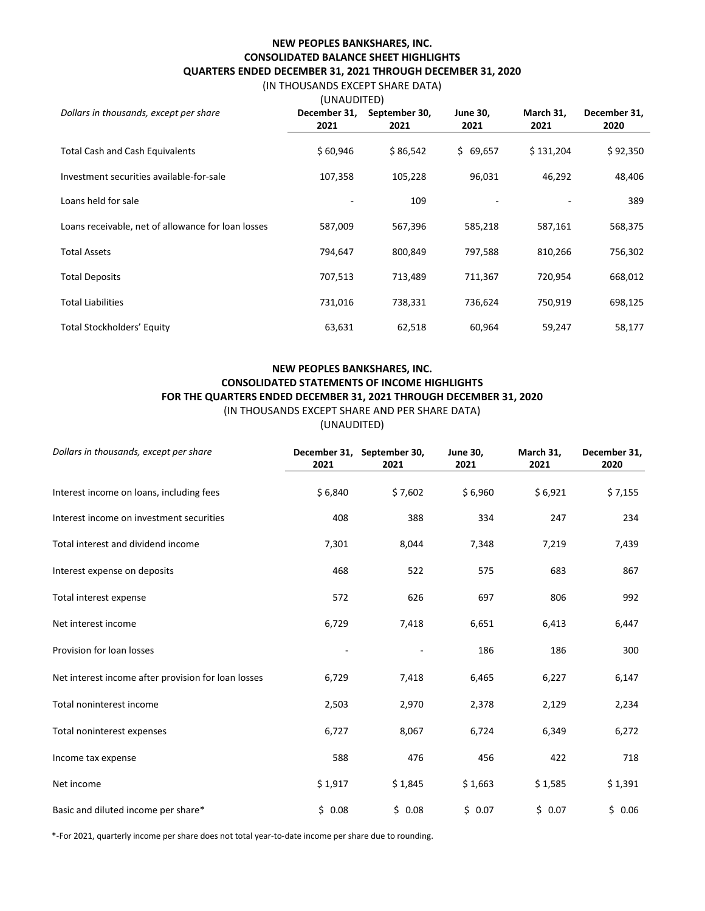## NEW PEOPLES BANKSHARES, INC.
## CONSOLIDATED BALANCE SHEET HIGHLIGHTS
## QUARTERS ENDED DECEMBER 31, 2021 THROUGH DECEMBER 31, 2020

(IN THOUSANDS EXCEPT SHARE DATA)
(UNAUDITED)

| *Dollars in thousands, except per share* | **December 31, 2021** | **September 30, 2021** | **June 30, 2021** | **March 31, 2021** | **December 31, 2020** |
|---|---|---|---|---|---|
| Total Cash and Cash Equivalents | $ 60,946 | $ 86,542 | $ 69,657 | $ 131,204 | $ 92,350 |
| Investment securities available-for-sale | 107,358 | 105,228 | 96,031 | 46,292 | 48,406 |
| Loans held for sale | - | 109 | - | - | 389 |
| Loans receivable, net of allowance for loan losses | 587,009 | 567,396 | 585,218 | 587,161 | 568,375 |
| Total Assets | 794,647 | 800,849 | 797,588 | 810,266 | 756,302 |
| Total Deposits | 707,513 | 713,489 | 711,367 | 720,954 | 668,012 |
| Total Liabilities | 731,016 | 738,331 | 736,624 | 750,919 | 698,125 |
| Total Stockholders' Equity | 63,631 | 62,518 | 60,964 | 59,247 | 58,177 |

## NEW PEOPLES BANKSHARES, INC.
## CONSOLIDATED STATEMENTS OF INCOME HIGHLIGHTS
## FOR THE QUARTERS ENDED DECEMBER 31, 2021 THROUGH DECEMBER 31, 2020

(IN THOUSANDS EXCEPT SHARE AND PER SHARE DATA)
(UNAUDITED)

| *Dollars in thousands, except per share* | **December 31, 2021** | **September 30, 2021** | **June 30, 2021** | **March 31, 2021** | **December 31, 2020** |
|---|---|---|---|---|---|
| Interest income on loans, including fees | $ 6,840 | $ 7,602 | $ 6,960 | $ 6,921 | $ 7,155 |
| Interest income on investment securities | 408 | 388 | 334 | 247 | 234 |
| Total interest and dividend income | 7,301 | 8,044 | 7,348 | 7,219 | 7,439 |
| Interest expense on deposits | 468 | 522 | 575 | 683 | 867 |
| Total interest expense | 572 | 626 | 697 | 806 | 992 |
| Net interest income | 6,729 | 7,418 | 6,651 | 6,413 | 6,447 |
| Provision for loan losses | - | - | 186 | 186 | 300 |
| Net interest income after provision for loan losses | 6,729 | 7,418 | 6,465 | 6,227 | 6,147 |
| Total noninterest income | 2,503 | 2,970 | 2,378 | 2,129 | 2,234 |
| Total noninterest expenses | 6,727 | 8,067 | 6,724 | 6,349 | 6,272 |
| Income tax expense | 588 | 476 | 456 | 422 | 718 |
| Net income | $ 1,917 | $ 1,845 | $ 1,663 | $ 1,585 | $ 1,391 |
| Basic and diluted income per share* | $ 0.08 | $ 0.08 | $ 0.07 | $ 0.07 | $ 0.06 |

*-For 2021, quarterly income per share does not total year-to-date income per share due to rounding.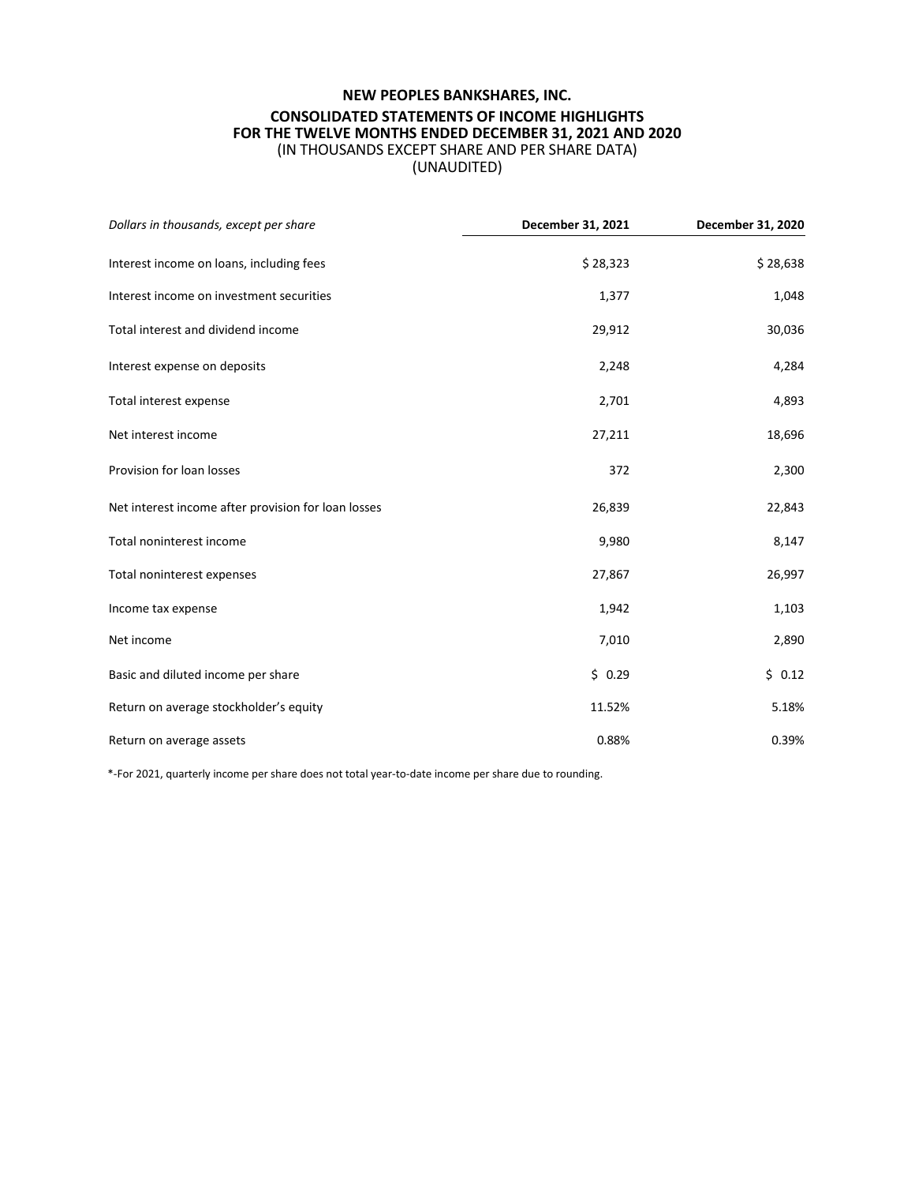# NEW PEOPLES BANKSHARES, INC.

## CONSOLIDATED STATEMENTS OF INCOME HIGHLIGHTS
## FOR THE TWELVE MONTHS ENDED DECEMBER 31, 2021 AND 2020

(IN THOUSANDS EXCEPT SHARE AND PER SHARE DATA)
(UNAUDITED)

| *Dollars in thousands, except per share* | **December 31, 2021** | **December 31, 2020** |
|---|---|---|
| Interest income on loans, including fees | $ 28,323 | $ 28,638 |
| Interest income on investment securities | 1,377 | 1,048 |
| Total interest and dividend income | 29,912 | 30,036 |
| Interest expense on deposits | 2,248 | 4,284 |
| Total interest expense | 2,701 | 4,893 |
| Net interest income | 27,211 | 18,696 |
| Provision for loan losses | 372 | 2,300 |
| Net interest income after provision for loan losses | 26,839 | 22,843 |
| Total noninterest income | 9,980 | 8,147 |
| Total noninterest expenses | 27,867 | 26,997 |
| Income tax expense | 1,942 | 1,103 |
| Net income | 7,010 | 2,890 |
| Basic and diluted income per share | $ 0.29 | $ 0.12 |
| Return on average stockholder's equity | 11.52% | 5.18% |
| Return on average assets | 0.88% | 0.39% |

*-For 2021, quarterly income per share does not total year-to-date income per share due to rounding.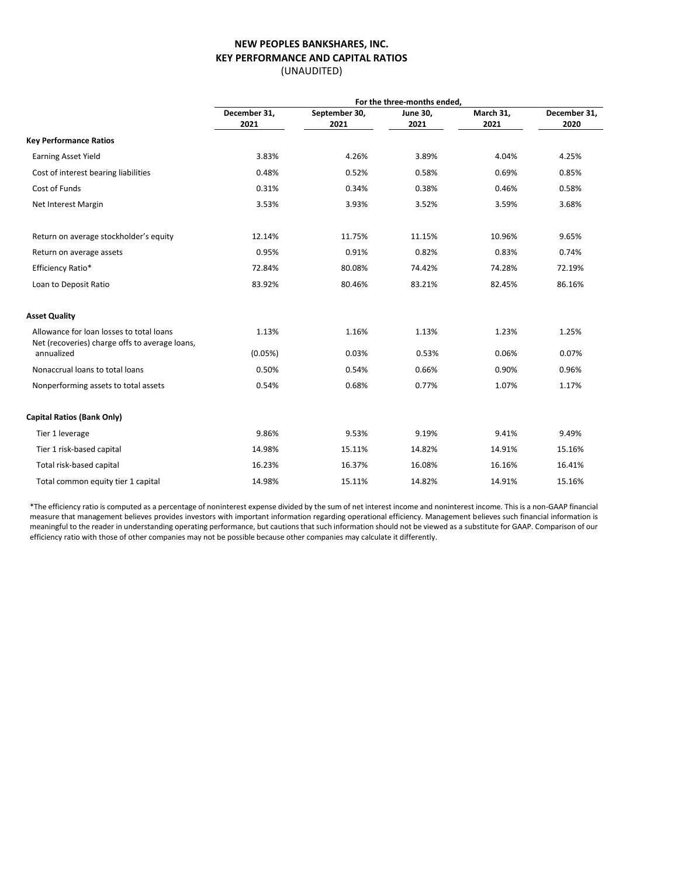# NEW PEOPLES BANKSHARES, INC.
## KEY PERFORMANCE AND CAPITAL RATIOS
(UNAUDITED)

| | For the three-months ended, | | | | |
|---|---|---|---|---|---|
| | December 31, 2021 | September 30, 2021 | June 30, 2021 | March 31, 2021 | December 31, 2020 |
| **Key Performance Ratios** | | | | | |
| Earning Asset Yield | 3.83% | 4.26% | 3.89% | 4.04% | 4.25% |
| Cost of interest bearing liabilities | 0.48% | 0.52% | 0.58% | 0.69% | 0.85% |
| Cost of Funds | 0.31% | 0.34% | 0.38% | 0.46% | 0.58% |
| Net Interest Margin | 3.53% | 3.93% | 3.52% | 3.59% | 3.68% |
| | | | | | |
| Return on average stockholder's equity | 12.14% | 11.75% | 11.15% | 10.96% | 9.65% |
| Return on average assets | 0.95% | 0.91% | 0.82% | 0.83% | 0.74% |
| Efficiency Ratio* | 72.84% | 80.08% | 74.42% | 74.28% | 72.19% |
| Loan to Deposit Ratio | 83.92% | 80.46% | 83.21% | 82.45% | 86.16% |
| | | | | | |
| **Asset Quality** | | | | | |
| Allowance for loan losses to total loans | 1.13% | 1.16% | 1.13% | 1.23% | 1.25% |
| Net (recoveries) charge offs to average loans, annualized | (0.05%) | 0.03% | 0.53% | 0.06% | 0.07% |
| Nonaccrual loans to total loans | 0.50% | 0.54% | 0.66% | 0.90% | 0.96% |
| Nonperforming assets to total assets | 0.54% | 0.68% | 0.77% | 1.07% | 1.17% |
| | | | | | |
| **Capital Ratios (Bank Only)** | | | | | |
| Tier 1 leverage | 9.86% | 9.53% | 9.19% | 9.41% | 9.49% |
| Tier 1 risk-based capital | 14.98% | 15.11% | 14.82% | 14.91% | 15.16% |
| Total risk-based capital | 16.23% | 16.37% | 16.08% | 16.16% | 16.41% |
| Total common equity tier 1 capital | 14.98% | 15.11% | 14.82% | 14.91% | 15.16% |

*The efficiency ratio is computed as a percentage of noninterest expense divided by the sum of net interest income and noninterest income. This is a non-GAAP financial measure that management believes provides investors with important information regarding operational efficiency. Management believes such financial information is meaningful to the reader in understanding operating performance, but cautions that such information should not be viewed as a substitute for GAAP. Comparison of our efficiency ratio with those of other companies may not be possible because other companies may calculate it differently.